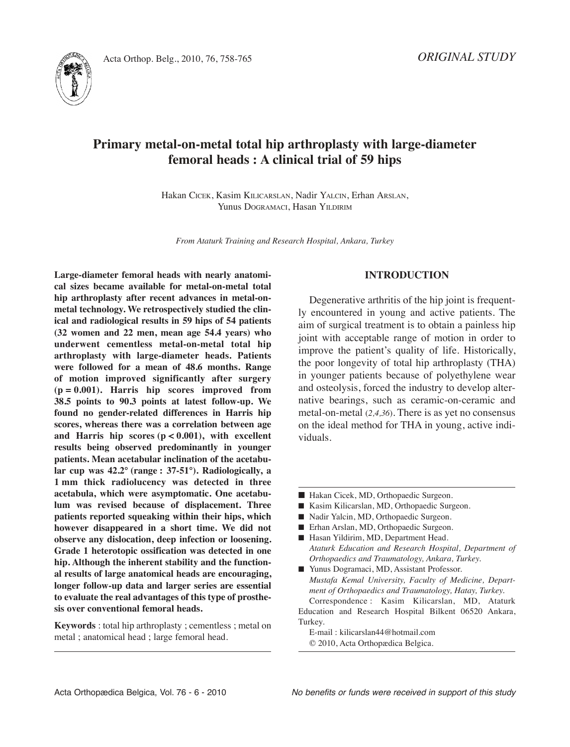ORIGINAL STUDY

# Primary metal-on-metal total hip arthroplasty with large-diameter femoral heads : A clinical trial of 59 hips

Hakan Cicek, Kasim Kilicarslan, Nadir Yalcin, Erhan Arslan, Yunus Dogramaci, Hasan Yildirim

*From Ataturk Training and Research Hospital, Ankara, Turkey*

**Large-diameter femoral heads with nearly anatomical sizes became available for metal-on-metal total hip arthroplasty after recent advances in metal-on-metal technology. We retrospectively studied the clinical and radiological results in 59 hips of 54 patients (32 women and 22 men, mean age 54.4 years) who underwent cementless metal-on-metal total hip arthroplasty with large-diameter heads. Patients were followed for a mean of 48.6 months. Range of motion improved significantly after surgery ($p = 0.001$). Harris hip scores improved from 38.5 points to 90.3 points at latest follow-up. We found no gender-related differences in Harris hip scores, whereas there was a correlation between age and Harris hip scores ($p < 0.001$), with excellent results being observed predominantly in younger patients. Mean acetabular inclination of the acetabular cup was 42.2° (range : 37-51°). Radiologically, a 1 mm thick radiolucency was detected in three acetabula, which were asymptomatic. One acetabulum was revised because of displacement. Three patients reported squeaking within their hips, which however disappeared in a short time. We did not observe any dislocation, deep infection or loosening. Grade 1 heterotopic ossification was detected in one hip. Although the inherent stability and the functional results of large anatomical heads are encouraging, longer follow-up data and larger series are essential to evaluate the real advantages of this type of prosthesis over conventional femoral heads.**

**Keywords** : total hip arthroplasty ; cementless ; metal on metal ; anatomical head ; large femoral head.

## INTRODUCTION

Degenerative arthritis of the hip joint is frequently encountered in young and active patients. The aim of surgical treatment is to obtain a painless hip joint with acceptable range of motion in order to improve the patient's quality of life. Historically, the poor longevity of total hip arthroplasty (THA) in younger patients because of polyethylene wear and osteolysis, forced the industry to develop alternative bearings, such as ceramic-on-ceramic and metal-on-metal (*2,4,36*). There is as yet no consensus on the ideal method for THA in young, active individuals.

---

- Hakan Cicek, MD, Orthopaedic Surgeon.
- Kasim Kilicarslan, MD, Orthopaedic Surgeon.
- Nadir Yalcin, MD, Orthopaedic Surgeon.
- Erhan Arslan, MD, Orthopaedic Surgeon.
- Hasan Yildirim, MD, Department Head.
  *Ataturk Education and Research Hospital, Department of Orthopaedics and Traumatology, Ankara, Turkey.*
- Yunus Dogramaci, MD, Assistant Professor.
  *Mustafa Kemal University, Faculty of Medicine, Department of Orthopaedics and Traumatology, Hatay, Turkey.*

Correspondence : Kasim Kilicarslan, MD, Ataturk Education and Research Hospital Bilkent 06520 Ankara, Turkey.

E-mail : kilicarslan44@hotmail.com

© 2010, Acta Orthopædica Belgica.

*No benefits or funds were received in support of this study*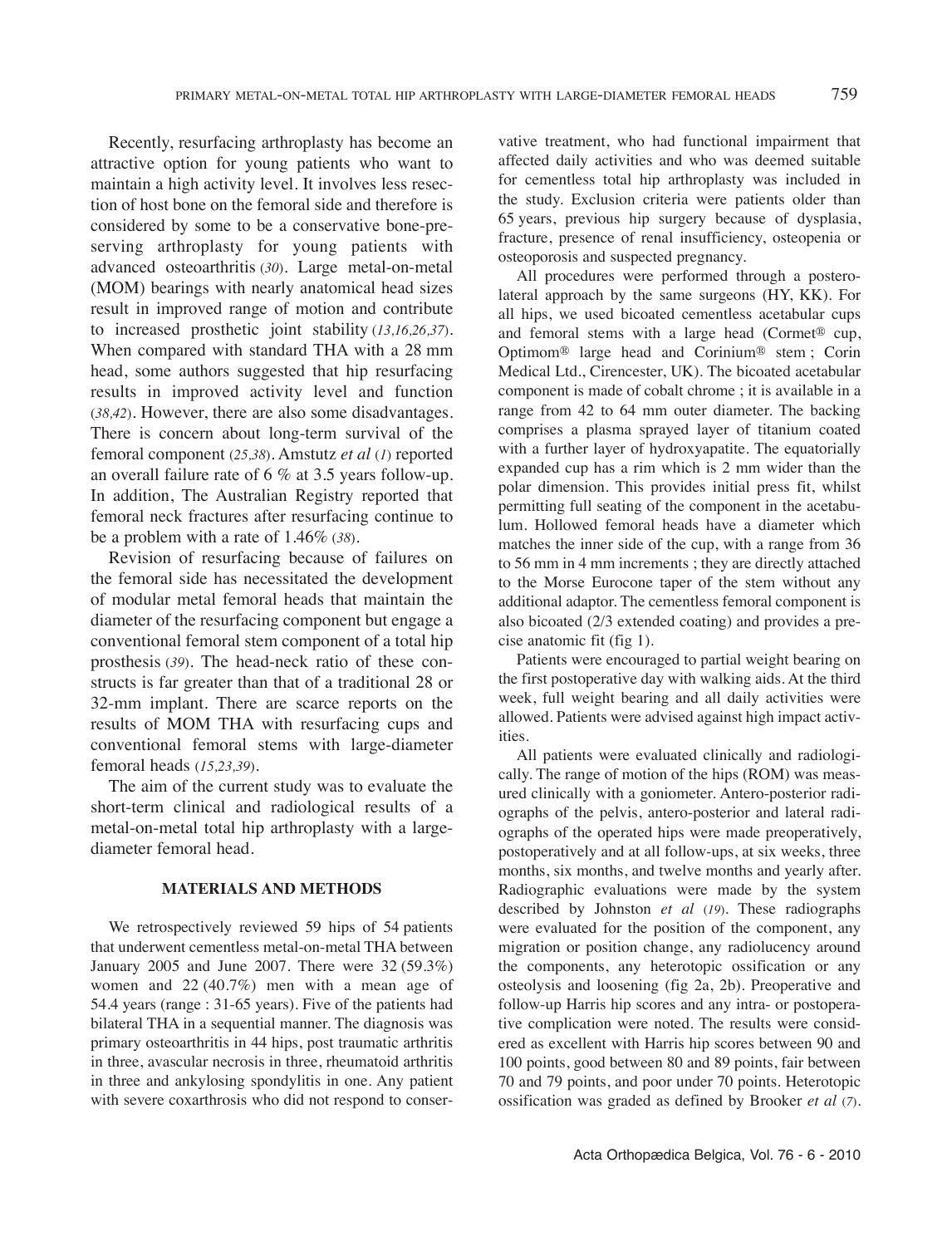Recently, resurfacing arthroplasty has become an attractive option for young patients who want to maintain a high activity level. It involves less resection of host bone on the femoral side and therefore is considered by some to be a conservative bone-preserving arthroplasty for young patients with advanced osteoarthritis (30). Large metal-on-metal (MOM) bearings with nearly anatomical head sizes result in improved range of motion and contribute to increased prosthetic joint stability (13,16,26,37). When compared with standard THA with a 28 mm head, some authors suggested that hip resurfacing results in improved activity level and function (38,42). However, there are also some disadvantages. There is concern about long-term survival of the femoral component (25,38). Amstutz *et al* (1) reported an overall failure rate of 6 % at 3.5 years follow-up. In addition, The Australian Registry reported that femoral neck fractures after resurfacing continue to be a problem with a rate of 1.46% (38).

Revision of resurfacing because of failures on the femoral side has necessitated the development of modular metal femoral heads that maintain the diameter of the resurfacing component but engage a conventional femoral stem component of a total hip prosthesis (39). The head-neck ratio of these constructs is far greater than that of a traditional 28 or 32-mm implant. There are scarce reports on the results of MOM THA with resurfacing cups and conventional femoral stems with large-diameter femoral heads (15,23,39).

The aim of the current study was to evaluate the short-term clinical and radiological results of a metal-on-metal total hip arthroplasty with a large-diameter femoral head.

## MATERIALS AND METHODS

We retrospectively reviewed 59 hips of 54 patients that underwent cementless metal-on-metal THA between January 2005 and June 2007. There were 32 (59.3%) women and 22 (40.7%) men with a mean age of 54.4 years (range : 31-65 years). Five of the patients had bilateral THA in a sequential manner. The diagnosis was primary osteoarthritis in 44 hips, post traumatic arthritis in three, avascular necrosis in three, rheumatoid arthritis in three and ankylosing spondylitis in one. Any patient with severe coxarthrosis who did not respond to conservative treatment, who had functional impairment that affected daily activities and who was deemed suitable for cementless total hip arthroplasty was included in the study. Exclusion criteria were patients older than 65 years, previous hip surgery because of dysplasia, fracture, presence of renal insufficiency, osteopenia or osteoporosis and suspected pregnancy.

All procedures were performed through a posterolateral approach by the same surgeons (HY, KK). For all hips, we used bicoated cementless acetabular cups and femoral stems with a large head (Cormet® cup, Optimom® large head and Corinium® stem ; Corin Medical Ltd., Cirencester, UK). The bicoated acetabular component is made of cobalt chrome ; it is available in a range from 42 to 64 mm outer diameter. The backing comprises a plasma sprayed layer of titanium coated with a further layer of hydroxyapatite. The equatorially expanded cup has a rim which is 2 mm wider than the polar dimension. This provides initial press fit, whilst permitting full seating of the component in the acetabulum. Hollowed femoral heads have a diameter which matches the inner side of the cup, with a range from 36 to 56 mm in 4 mm increments ; they are directly attached to the Morse Eurocone taper of the stem without any additional adaptor. The cementless femoral component is also bicoated (2/3 extended coating) and provides a precise anatomic fit (fig 1).

Patients were encouraged to partial weight bearing on the first postoperative day with walking aids. At the third week, full weight bearing and all daily activities were allowed. Patients were advised against high impact activities.

All patients were evaluated clinically and radiologically. The range of motion of the hips (ROM) was measured clinically with a goniometer. Antero-posterior radiographs of the pelvis, antero-posterior and lateral radiographs of the operated hips were made preoperatively, postoperatively and at all follow-ups, at six weeks, three months, six months, and twelve months and yearly after. Radiographic evaluations were made by the system described by Johnston *et al* (19). These radiographs were evaluated for the position of the component, any migration or position change, any radiolucency around the components, any heterotopic ossification or any osteolysis and loosening (fig 2a, 2b). Preoperative and follow-up Harris hip scores and any intra- or postoperative complication were noted. The results were considered as excellent with Harris hip scores between 90 and 100 points, good between 80 and 89 points, fair between 70 and 79 points, and poor under 70 points. Heterotopic ossification was graded as defined by Brooker *et al* (7).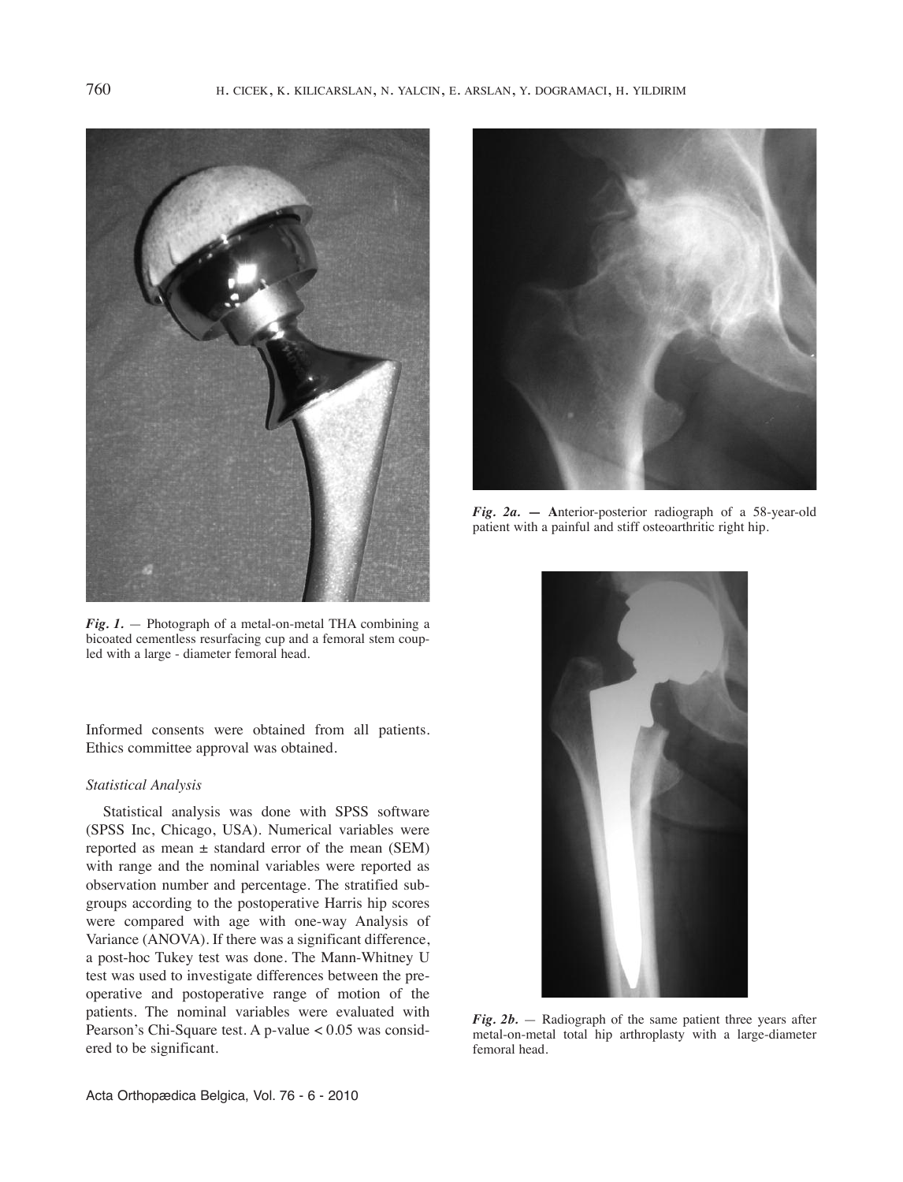*Fig. 1.* — Photograph of a metal-on-metal THA combining a bicoated cementless resurfacing cup and a femoral stem coupled with a large - diameter femoral head.

*Fig. 2a.* — Anterior-posterior radiograph of a 58-year-old patient with a painful and stiff osteoarthritic right hip.

*Fig. 2b.* — Radiograph of the same patient three years after metal-on-metal total hip arthroplasty with a large-diameter femoral head.

Informed consents were obtained from all patients. Ethics committee approval was obtained.

### *Statistical Analysis*

Statistical analysis was done with SPSS software (SPSS Inc, Chicago, USA). Numerical variables were reported as mean ± standard error of the mean (SEM) with range and the nominal variables were reported as observation number and percentage. The stratified subgroups according to the postoperative Harris hip scores were compared with age with one-way Analysis of Variance (ANOVA). If there was a significant difference, a post-hoc Tukey test was done. The Mann-Whitney U test was used to investigate differences between the preoperative and postoperative range of motion of the patients. The nominal variables were evaluated with Pearson's Chi-Square test. A p-value $< 0.05$ was considered to be significant.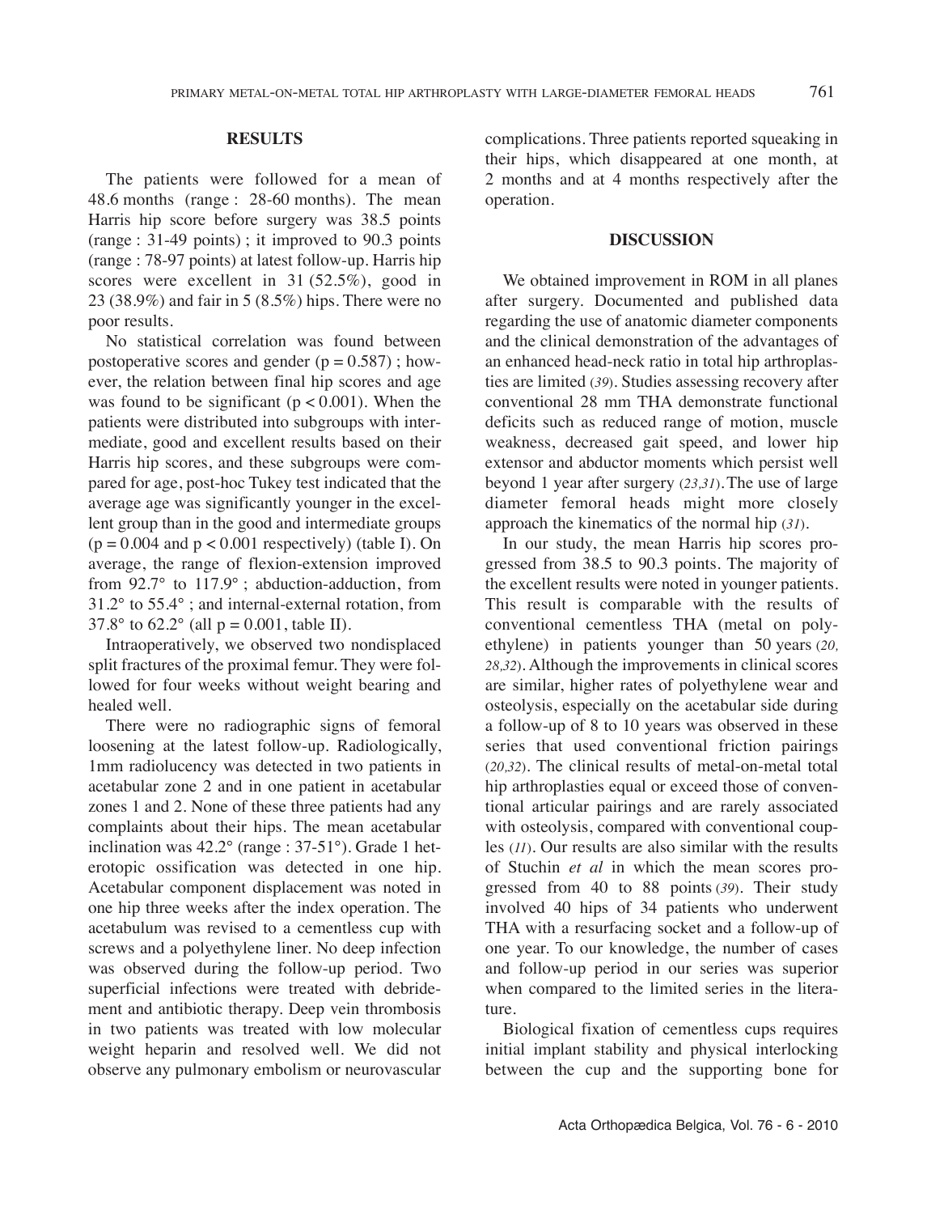## RESULTS

The patients were followed for a mean of 48.6 months (range : 28-60 months). The mean Harris hip score before surgery was 38.5 points (range : 31-49 points) ; it improved to 90.3 points (range : 78-97 points) at latest follow-up. Harris hip scores were excellent in 31 (52.5%), good in 23 (38.9%) and fair in 5 (8.5%) hips. There were no poor results.

No statistical correlation was found between postoperative scores and gender ($p = 0.587$) ; however, the relation between final hip scores and age was found to be significant ($p < 0.001$). When the patients were distributed into subgroups with intermediate, good and excellent results based on their Harris hip scores, and these subgroups were compared for age, post-hoc Tukey test indicated that the average age was significantly younger in the excellent group than in the good and intermediate groups ($p = 0.004$ and $p < 0.001$ respectively) (table I). On average, the range of flexion-extension improved from 92.7° to 117.9° ; abduction-adduction, from 31.2° to 55.4° ; and internal-external rotation, from 37.8° to 62.2° (all $p = 0.001$, table II).

Intraoperatively, we observed two nondisplaced split fractures of the proximal femur. They were followed for four weeks without weight bearing and healed well.

There were no radiographic signs of femoral loosening at the latest follow-up. Radiologically, 1mm radiolucency was detected in two patients in acetabular zone 2 and in one patient in acetabular zones 1 and 2. None of these three patients had any complaints about their hips. The mean acetabular inclination was 42.2° (range : 37-51°). Grade 1 heterotopic ossification was detected in one hip. Acetabular component displacement was noted in one hip three weeks after the index operation. The acetabulum was revised to a cementless cup with screws and a polyethylene liner. No deep infection was observed during the follow-up period. Two superficial infections were treated with debridement and antibiotic therapy. Deep vein thrombosis in two patients was treated with low molecular weight heparin and resolved well. We did not observe any pulmonary embolism or neurovascular complications. Three patients reported squeaking in their hips, which disappeared at one month, at 2 months and at 4 months respectively after the operation.

## DISCUSSION

We obtained improvement in ROM in all planes after surgery. Documented and published data regarding the use of anatomic diameter components and the clinical demonstration of the advantages of an enhanced head-neck ratio in total hip arthroplasties are limited (*39*). Studies assessing recovery after conventional 28 mm THA demonstrate functional deficits such as reduced range of motion, muscle weakness, decreased gait speed, and lower hip extensor and abductor moments which persist well beyond 1 year after surgery (*23,31*). The use of large diameter femoral heads might more closely approach the kinematics of the normal hip (*31*).

In our study, the mean Harris hip scores progressed from 38.5 to 90.3 points. The majority of the excellent results were noted in younger patients. This result is comparable with the results of conventional cementless THA (metal on polyethylene) in patients younger than 50 years (*20, 28,32*). Although the improvements in clinical scores are similar, higher rates of polyethylene wear and osteolysis, especially on the acetabular side during a follow-up of 8 to 10 years was observed in these series that used conventional friction pairings (*20,32*). The clinical results of metal-on-metal total hip arthroplasties equal or exceed those of conventional articular pairings and are rarely associated with osteolysis, compared with conventional couples (*11*). Our results are also similar with the results of Stuchin *et al* in which the mean scores progressed from 40 to 88 points (*39*). Their study involved 40 hips of 34 patients who underwent THA with a resurfacing socket and a follow-up of one year. To our knowledge, the number of cases and follow-up period in our series was superior when compared to the limited series in the literature.

Biological fixation of cementless cups requires initial implant stability and physical interlocking between the cup and the supporting bone for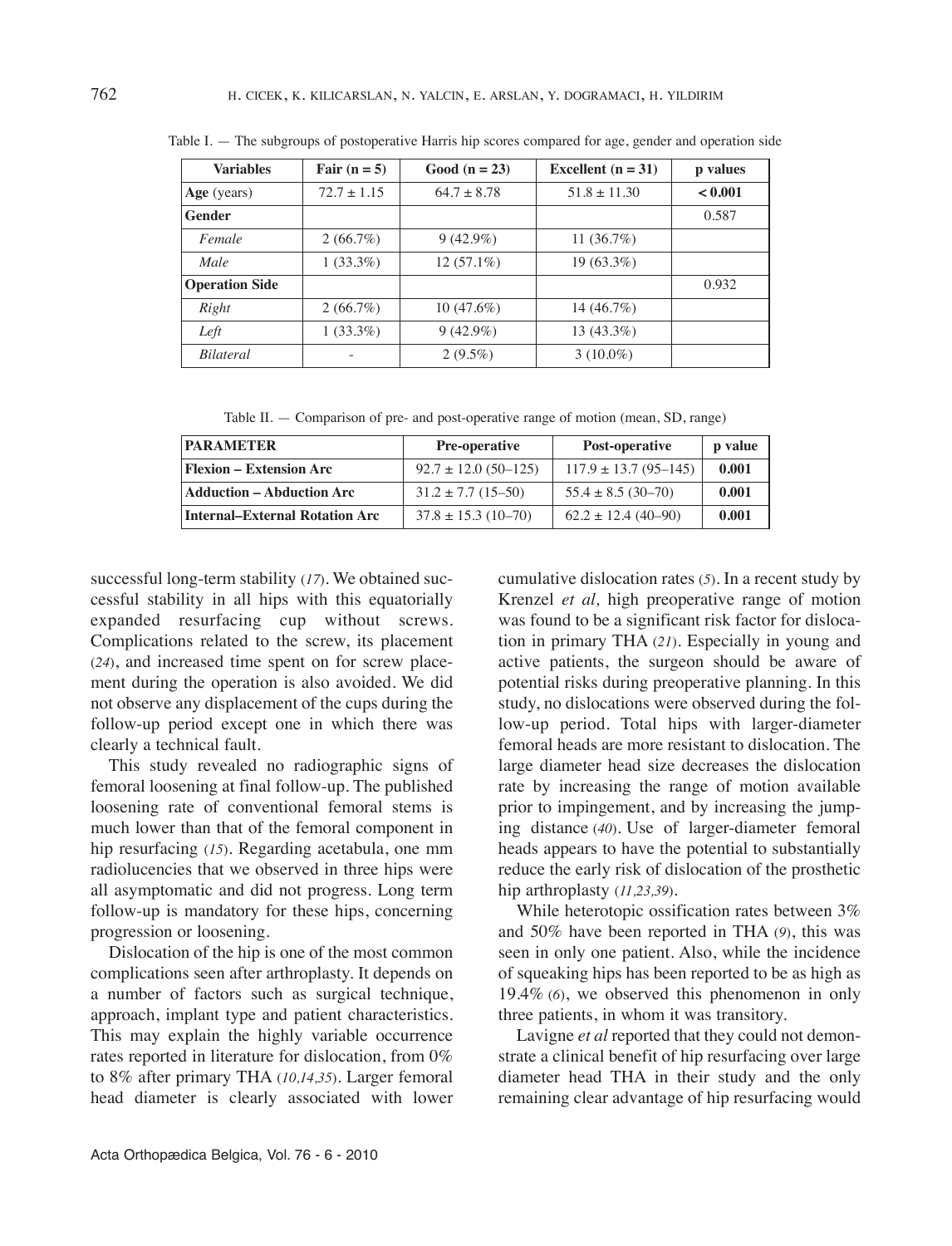Table I. — The subgroups of postoperative Harris hip scores compared for age, gender and operation side

| Variables | Fair (n = 5) | Good (n = 23) | Excellent (n = 31) | p values |
|---|---|---|---|---|
| **Age** (years) | 72.7 ± 1.15 | 64.7 ± 8.78 | 51.8 ± 11.30 | **< 0.001** |
| **Gender** | | | | 0.587 |
| *Female* | 2 (66.7%) | 9 (42.9%) | 11 (36.7%) | |
| *Male* | 1 (33.3%) | 12 (57.1%) | 19 (63.3%) | |
| **Operation Side** | | | | 0.932 |
| *Right* | 2 (66.7%) | 10 (47.6%) | 14 (46.7%) | |
| *Left* | 1 (33.3%) | 9 (42.9%) | 13 (43.3%) | |
| *Bilateral* | - | 2 (9.5%) | 3 (10.0%) | |

Table II. — Comparison of pre- and post-operative range of motion (mean, SD, range)

| PARAMETER | Pre-operative | Post-operative | p value |
|---|---|---|---|
| **Flexion – Extension Arc** | 92.7 ± 12.0 (50–125) | 117.9 ± 13.7 (95–145) | **0.001** |
| **Adduction – Abduction Arc** | 31.2 ± 7.7 (15–50) | 55.4 ± 8.5 (30–70) | **0.001** |
| **Internal–External Rotation Arc** | 37.8 ± 15.3 (10–70) | 62.2 ± 12.4 (40–90) | **0.001** |

successful long-term stability (*17*). We obtained successful stability in all hips with this equatorially expanded resurfacing cup without screws. Complications related to the screw, its placement (*24*), and increased time spent on for screw placement during the operation is also avoided. We did not observe any displacement of the cups during the follow-up period except one in which there was clearly a technical fault.

This study revealed no radiographic signs of femoral loosening at final follow-up. The published loosening rate of conventional femoral stems is much lower than that of the femoral component in hip resurfacing (*15*). Regarding acetabula, one mm radiolucencies that we observed in three hips were all asymptomatic and did not progress. Long term follow-up is mandatory for these hips, concerning progression or loosening.

Dislocation of the hip is one of the most common complications seen after arthroplasty. It depends on a number of factors such as surgical technique, approach, implant type and patient characteristics. This may explain the highly variable occurrence rates reported in literature for dislocation, from 0% to 8% after primary THA (*10,14,35*). Larger femoral head diameter is clearly associated with lower cumulative dislocation rates (*5*). In a recent study by Krenzel *et al,* high preoperative range of motion was found to be a significant risk factor for dislocation in primary THA (*21*). Especially in young and active patients, the surgeon should be aware of potential risks during preoperative planning. In this study, no dislocations were observed during the follow-up period. Total hips with larger-diameter femoral heads are more resistant to dislocation. The large diameter head size decreases the dislocation rate by increasing the range of motion available prior to impingement, and by increasing the jumping distance (*40*). Use of larger-diameter femoral heads appears to have the potential to substantially reduce the early risk of dislocation of the prosthetic hip arthroplasty (*11,23,39*).

While heterotopic ossification rates between 3% and 50% have been reported in THA (*9*), this was seen in only one patient. Also, while the incidence of squeaking hips has been reported to be as high as 19.4% (*6*), we observed this phenomenon in only three patients, in whom it was transitory.

Lavigne *et al* reported that they could not demonstrate a clinical benefit of hip resurfacing over large diameter head THA in their study and the only remaining clear advantage of hip resurfacing would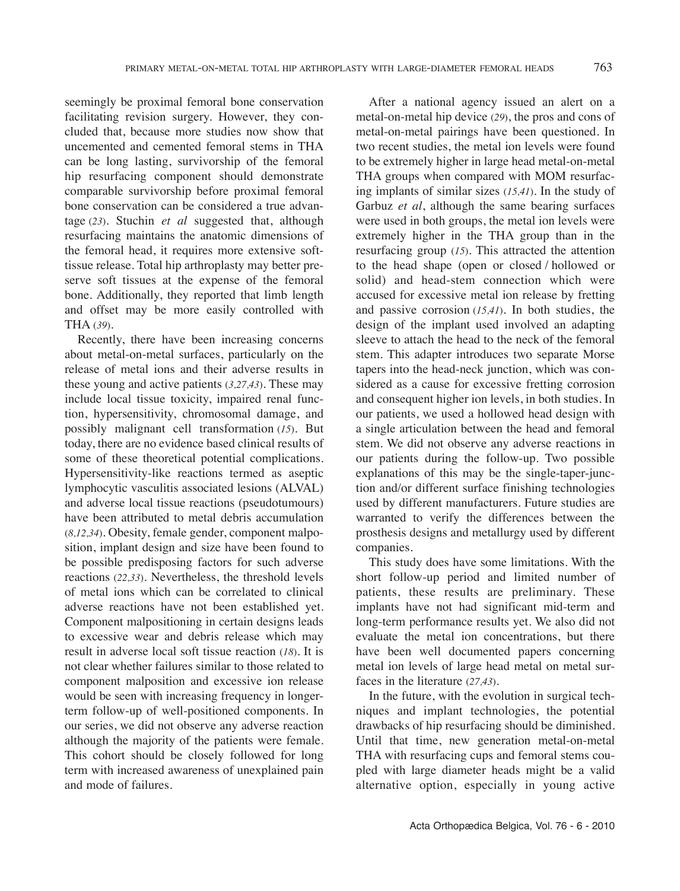seemingly be proximal femoral bone conservation facilitating revision surgery. However, they concluded that, because more studies now show that uncemented and cemented femoral stems in THA can be long lasting, survivorship of the femoral hip resurfacing component should demonstrate comparable survivorship before proximal femoral bone conservation can be considered a true advantage (*23*). Stuchin *et al* suggested that, although resurfacing maintains the anatomic dimensions of the femoral head, it requires more extensive soft-tissue release. Total hip arthroplasty may better preserve soft tissues at the expense of the femoral bone. Additionally, they reported that limb length and offset may be more easily controlled with THA (*39*).

Recently, there have been increasing concerns about metal-on-metal surfaces, particularly on the release of metal ions and their adverse results in these young and active patients (*3,27,43*). These may include local tissue toxicity, impaired renal function, hypersensitivity, chromosomal damage, and possibly malignant cell transformation (*15*). But today, there are no evidence based clinical results of some of these theoretical potential complications. Hypersensitivity-like reactions termed as aseptic lymphocytic vasculitis associated lesions (ALVAL) and adverse local tissue reactions (pseudotumours) have been attributed to metal debris accumulation (*8,12,34*). Obesity, female gender, component malposition, implant design and size have been found to be possible predisposing factors for such adverse reactions (*22,33*). Nevertheless, the threshold levels of metal ions which can be correlated to clinical adverse reactions have not been established yet. Component malpositioning in certain designs leads to excessive wear and debris release which may result in adverse local soft tissue reaction (*18*). It is not clear whether failures similar to those related to component malposition and excessive ion release would be seen with increasing frequency in longer-term follow-up of well-positioned components. In our series, we did not observe any adverse reaction although the majority of the patients were female. This cohort should be closely followed for long term with increased awareness of unexplained pain and mode of failures.

After a national agency issued an alert on a metal-on-metal hip device (*29*), the pros and cons of metal-on-metal pairings have been questioned. In two recent studies, the metal ion levels were found to be extremely higher in large head metal-on-metal THA groups when compared with MOM resurfacing implants of similar sizes (*15,41*). In the study of Garbuz *et al*, although the same bearing surfaces were used in both groups, the metal ion levels were extremely higher in the THA group than in the resurfacing group (*15*). This attracted the attention to the head shape (open or closed / hollowed or solid) and head-stem connection which were accused for excessive metal ion release by fretting and passive corrosion (*15,41*). In both studies, the design of the implant used involved an adapting sleeve to attach the head to the neck of the femoral stem. This adapter introduces two separate Morse tapers into the head-neck junction, which was considered as a cause for excessive fretting corrosion and consequent higher ion levels, in both studies. In our patients, we used a hollowed head design with a single articulation between the head and femoral stem. We did not observe any adverse reactions in our patients during the follow-up. Two possible explanations of this may be the single-taper-junction and/or different surface finishing technologies used by different manufacturers. Future studies are warranted to verify the differences between the prosthesis designs and metallurgy used by different companies.

This study does have some limitations. With the short follow-up period and limited number of patients, these results are preliminary. These implants have not had significant mid-term and long-term performance results yet. We also did not evaluate the metal ion concentrations, but there have been well documented papers concerning metal ion levels of large head metal on metal surfaces in the literature (*27,43*).

In the future, with the evolution in surgical techniques and implant technologies, the potential drawbacks of hip resurfacing should be diminished. Until that time, new generation metal-on-metal THA with resurfacing cups and femoral stems coupled with large diameter heads might be a valid alternative option, especially in young active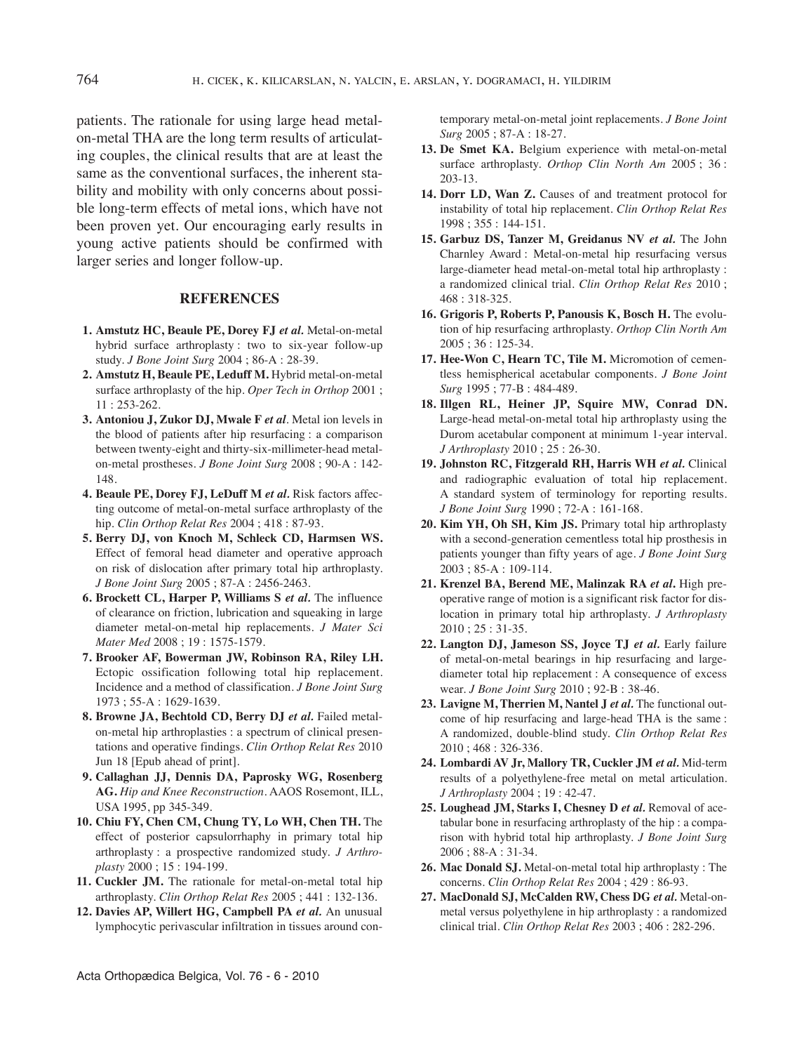patients. The rationale for using large head metal-on-metal THA are the long term results of articulating couples, the clinical results that are at least the same as the conventional surfaces, the inherent stability and mobility with only concerns about possible long-term effects of metal ions, which have not been proven yet. Our encouraging early results in young active patients should be confirmed with larger series and longer follow-up.

## REFERENCES

1. **Amstutz HC, Beaule PE, Dorey FJ *et al.*** Metal-on-metal hybrid surface arthroplasty : two to six-year follow-up study. *J Bone Joint Surg* 2004 ; 86-A : 28-39.
2. **Amstutz H, Beaule PE, Leduff M.** Hybrid metal-on-metal surface arthroplasty of the hip. *Oper Tech in Orthop* 2001 ; 11 : 253-262.
3. **Antoniou J, Zukor DJ, Mwale F *et al*.** Metal ion levels in the blood of patients after hip resurfacing : a comparison between twenty-eight and thirty-six-millimeter-head metal-on-metal prostheses. *J Bone Joint Surg* 2008 ; 90-A : 142-148.
4. **Beaule PE, Dorey FJ, LeDuff M *et al.*** Risk factors affecting outcome of metal-on-metal surface arthroplasty of the hip. *Clin Orthop Relat Res* 2004 ; 418 : 87-93.
5. **Berry DJ, von Knoch M, Schleck CD, Harmsen WS.** Effect of femoral head diameter and operative approach on risk of dislocation after primary total hip arthroplasty. *J Bone Joint Surg* 2005 ; 87-A : 2456-2463.
6. **Brockett CL, Harper P, Williams S *et al.*** The influence of clearance on friction, lubrication and squeaking in large diameter metal-on-metal hip replacements. *J Mater Sci Mater Med* 2008 ; 19 : 1575-1579.
7. **Brooker AF, Bowerman JW, Robinson RA, Riley LH.** Ectopic ossification following total hip replacement. Incidence and a method of classification. *J Bone Joint Surg* 1973 ; 55-A : 1629-1639.
8. **Browne JA, Bechtold CD, Berry DJ *et al.*** Failed metal-on-metal hip arthroplasties : a spectrum of clinical presentations and operative findings. *Clin Orthop Relat Res* 2010 Jun 18 [Epub ahead of print].
9. **Callaghan JJ, Dennis DA, Paprosky WG, Rosenberg AG.** *Hip and Knee Reconstruction*. AAOS Rosemont, ILL, USA 1995, pp 345-349.
10. **Chiu FY, Chen CM, Chung TY, Lo WH, Chen TH.** The effect of posterior capsulorrhaphy in primary total hip arthroplasty : a prospective randomized study. *J Arthroplasty* 2000 ; 15 : 194-199.
11. **Cuckler JM.** The rationale for metal-on-metal total hip arthroplasty. *Clin Orthop Relat Res* 2005 ; 441 : 132-136.
12. **Davies AP, Willert HG, Campbell PA *et al.*** An unusual lymphocytic perivascular infiltration in tissues around contemporary metal-on-metal joint replacements. *J Bone Joint Surg* 2005 ; 87-A : 18-27.
13. **De Smet KA.** Belgium experience with metal-on-metal surface arthroplasty. *Orthop Clin North Am* 2005 ; 36 : 203-13.
14. **Dorr LD, Wan Z.** Causes of and treatment protocol for instability of total hip replacement. *Clin Orthop Relat Res* 1998 ; 355 : 144-151.
15. **Garbuz DS, Tanzer M, Greidanus NV *et al.*** The John Charnley Award : Metal-on-metal hip resurfacing versus large-diameter head metal-on-metal total hip arthroplasty : a randomized clinical trial. *Clin Orthop Relat Res* 2010 ; 468 : 318-325.
16. **Grigoris P, Roberts P, Panousis K, Bosch H.** The evolution of hip resurfacing arthroplasty. *Orthop Clin North Am* 2005 ; 36 : 125-34.
17. **Hee-Won C, Hearn TC, Tile M.** Micromotion of cementless hemispherical acetabular components. *J Bone Joint Surg* 1995 ; 77-B : 484-489.
18. **Illgen RL, Heiner JP, Squire MW, Conrad DN.** Large-head metal-on-metal total hip arthroplasty using the Durom acetabular component at minimum 1-year interval. *J Arthroplasty* 2010 ; 25 : 26-30.
19. **Johnston RC, Fitzgerald RH, Harris WH *et al.*** Clinical and radiographic evaluation of total hip replacement. A standard system of terminology for reporting results. *J Bone Joint Surg* 1990 ; 72-A : 161-168.
20. **Kim YH, Oh SH, Kim JS.** Primary total hip arthroplasty with a second-generation cementless total hip prosthesis in patients younger than fifty years of age. *J Bone Joint Surg* 2003 ; 85-A : 109-114.
21. **Krenzel BA, Berend ME, Malinzak RA *et al.*** High preoperative range of motion is a significant risk factor for dislocation in primary total hip arthroplasty. *J Arthroplasty* 2010 ; 25 : 31-35.
22. **Langton DJ, Jameson SS, Joyce TJ *et al.*** Early failure of metal-on-metal bearings in hip resurfacing and large-diameter total hip replacement : A consequence of excess wear. *J Bone Joint Surg* 2010 ; 92-B : 38-46.
23. **Lavigne M, Therrien M, Nantel J *et al.*** The functional outcome of hip resurfacing and large-head THA is the same : A randomized, double-blind study. *Clin Orthop Relat Res* 2010 ; 468 : 326-336.
24. **Lombardi AV Jr, Mallory TR, Cuckler JM *et al.*** Mid-term results of a polyethylene-free metal on metal articulation. *J Arthroplasty* 2004 ; 19 : 42-47.
25. **Loughead JM, Starks I, Chesney D *et al.*** Removal of acetabular bone in resurfacing arthroplasty of the hip : a comparison with hybrid total hip arthroplasty. *J Bone Joint Surg* 2006 ; 88-A : 31-34.
26. **Mac Donald SJ.** Metal-on-metal total hip arthroplasty : The concerns. *Clin Orthop Relat Res* 2004 ; 429 : 86-93.
27. **MacDonald SJ, McCalden RW, Chess DG *et al.*** Metal-on-metal versus polyethylene in hip arthroplasty : a randomized clinical trial. *Clin Orthop Relat Res* 2003 ; 406 : 282-296.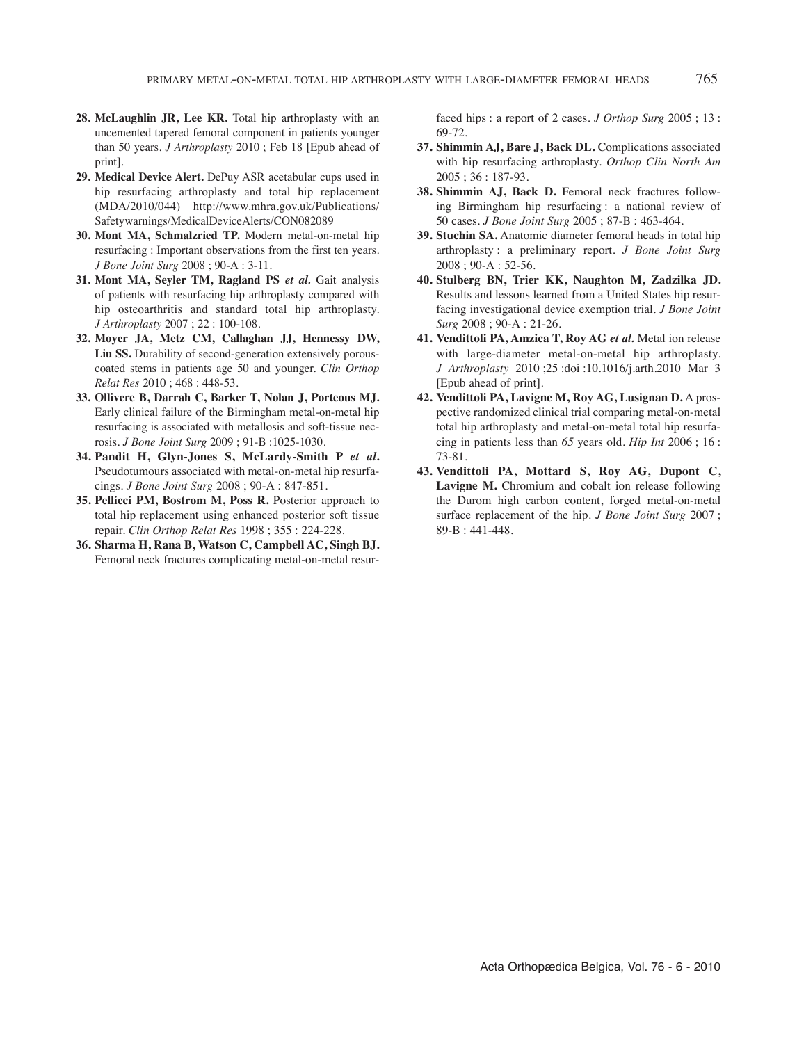**28. McLaughlin JR, Lee KR.** Total hip arthroplasty with an uncemented tapered femoral component in patients younger than 50 years. *J Arthroplasty* 2010 ; Feb 18 [Epub ahead of print].

**29. Medical Device Alert.** DePuy ASR acetabular cups used in hip resurfacing arthroplasty and total hip replacement (MDA/2010/044) http://www.mhra.gov.uk/Publications/Safetywarnings/MedicalDeviceAlerts/CON082089

**30. Mont MA, Schmalzried TP.** Modern metal-on-metal hip resurfacing : Important observations from the first ten years. *J Bone Joint Surg* 2008 ; 90-A : 3-11.

**31. Mont MA, Seyler TM, Ragland PS *et al.*** Gait analysis of patients with resurfacing hip arthroplasty compared with hip osteoarthritis and standard total hip arthroplasty. *J Arthroplasty* 2007 ; 22 : 100-108.

**32. Moyer JA, Metz CM, Callaghan JJ, Hennessy DW, Liu SS.** Durability of second-generation extensively porous-coated stems in patients age 50 and younger. *Clin Orthop Relat Res* 2010 ; 468 : 448-53.

**33. Ollivere B, Darrah C, Barker T, Nolan J, Porteous MJ.** Early clinical failure of the Birmingham metal-on-metal hip resurfacing is associated with metallosis and soft-tissue necrosis. *J Bone Joint Surg* 2009 ; 91-B :1025-1030.

**34. Pandit H, Glyn-Jones S, McLardy-Smith P *et al.*** Pseudotumours associated with metal-on-metal hip resurfacings. *J Bone Joint Surg* 2008 ; 90-A : 847-851.

**35. Pellicci PM, Bostrom M, Poss R.** Posterior approach to total hip replacement using enhanced posterior soft tissue repair. *Clin Orthop Relat Res* 1998 ; 355 : 224-228.

**36. Sharma H, Rana B, Watson C, Campbell AC, Singh BJ.** Femoral neck fractures complicating metal-on-metal resurfaced hips : a report of 2 cases. *J Orthop Surg* 2005 ; 13 : 69-72.

**37. Shimmin AJ, Bare J, Back DL.** Complications associated with hip resurfacing arthroplasty. *Orthop Clin North Am* 2005 ; 36 : 187-93.

**38. Shimmin AJ, Back D.** Femoral neck fractures following Birmingham hip resurfacing : a national review of 50 cases. *J Bone Joint Surg* 2005 ; 87-B : 463-464.

**39. Stuchin SA.** Anatomic diameter femoral heads in total hip arthroplasty : a preliminary report. *J Bone Joint Surg* 2008 ; 90-A : 52-56.

**40. Stulberg BN, Trier KK, Naughton M, Zadzilka JD.** Results and lessons learned from a United States hip resurfacing investigational device exemption trial. *J Bone Joint Surg* 2008 ; 90-A : 21-26.

**41. Vendittoli PA, Amzica T, Roy AG *et al.*** Metal ion release with large-diameter metal-on-metal hip arthroplasty. *J Arthroplasty* 2010 ;25 :doi :10.1016/j.arth.2010 Mar 3 [Epub ahead of print].

**42. Vendittoli PA, Lavigne M, Roy AG, Lusignan D.** A prospective randomized clinical trial comparing metal-on-metal total hip arthroplasty and metal-on-metal total hip resurfacing in patients less than *65* years old. *Hip Int* 2006 ; 16 : 73-81.

**43. Vendittoli PA, Mottard S, Roy AG, Dupont C, Lavigne M.** Chromium and cobalt ion release following the Durom high carbon content, forged metal-on-metal surface replacement of the hip. *J Bone Joint Surg* 2007 ; 89-B : 441-448.